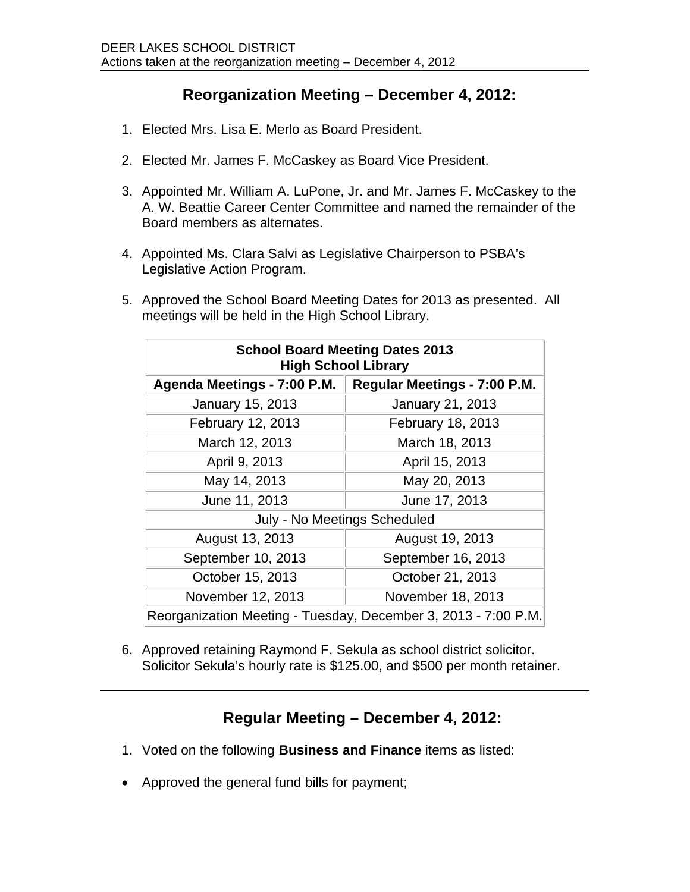DEER LAKES SCHOOL DISTRICT
Actions taken at the reorganization meeting – December 4, 2012

## Reorganization Meeting – December 4, 2012:

1. Elected Mrs. Lisa E. Merlo as Board President.

2. Elected Mr. James F. McCaskey as Board Vice President.

3. Appointed Mr. William A. LuPone, Jr. and Mr. James F. McCaskey to the A. W. Beattie Career Center Committee and named the remainder of the Board members as alternates.

4. Appointed Ms. Clara Salvi as Legislative Chairperson to PSBA's Legislative Action Program.

5. Approved the School Board Meeting Dates for 2013 as presented. All meetings will be held in the High School Library.

| **School Board Meeting Dates 2013 High School Library** | |
|---|---|
| **Agenda Meetings - 7:00 P.M.** | **Regular Meetings - 7:00 P.M.** |
| January 15, 2013 | January 21, 2013 |
| February 12, 2013 | February 18, 2013 |
| March 12, 2013 | March 18, 2013 |
| April 9, 2013 | April 15, 2013 |
| May 14, 2013 | May 20, 2013 |
| June 11, 2013 | June 17, 2013 |
| July - No Meetings Scheduled | |
| August 13, 2013 | August 19, 2013 |
| September 10, 2013 | September 16, 2013 |
| October 15, 2013 | October 21, 2013 |
| November 12, 2013 | November 18, 2013 |
| Reorganization Meeting - Tuesday, December 3, 2013 - 7:00 P.M. | |

6. Approved retaining Raymond F. Sekula as school district solicitor. Solicitor Sekula's hourly rate is $125.00, and $500 per month retainer.

---

## Regular Meeting – December 4, 2012:

1. Voted on the following **Business and Finance** items as listed:

- Approved the general fund bills for payment;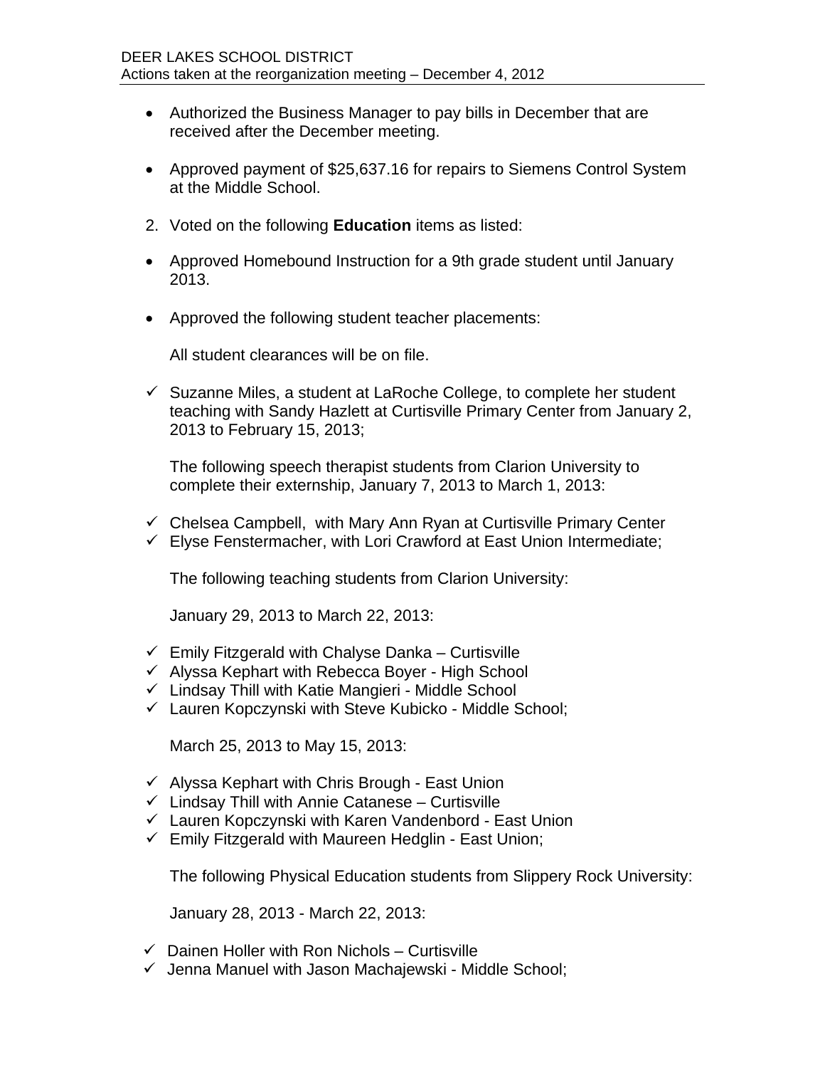- Authorized the Business Manager to pay bills in December that are received after the December meeting.

- Approved payment of $25,637.16 for repairs to Siemens Control System at the Middle School.

2. Voted on the following **Education** items as listed:

- Approved Homebound Instruction for a 9th grade student until January 2013.

- Approved the following student teacher placements:

  All student clearances will be on file.

- ✓ Suzanne Miles, a student at LaRoche College, to complete her student teaching with Sandy Hazlett at Curtisville Primary Center from January 2, 2013 to February 15, 2013;

  The following speech therapist students from Clarion University to complete their externship, January 7, 2013 to March 1, 2013:

- ✓ Chelsea Campbell, with Mary Ann Ryan at Curtisville Primary Center
- ✓ Elyse Fenstermacher, with Lori Crawford at East Union Intermediate;

  The following teaching students from Clarion University:

  January 29, 2013 to March 22, 2013:

- ✓ Emily Fitzgerald with Chalyse Danka – Curtisville
- ✓ Alyssa Kephart with Rebecca Boyer - High School
- ✓ Lindsay Thill with Katie Mangieri - Middle School
- ✓ Lauren Kopczynski with Steve Kubicko - Middle School;

  March 25, 2013 to May 15, 2013:

- ✓ Alyssa Kephart with Chris Brough - East Union
- ✓ Lindsay Thill with Annie Catanese – Curtisville
- ✓ Lauren Kopczynski with Karen Vandenbord - East Union
- ✓ Emily Fitzgerald with Maureen Hedglin - East Union;

  The following Physical Education students from Slippery Rock University:

  January 28, 2013 - March 22, 2013:

- ✓ Dainen Holler with Ron Nichols – Curtisville
- ✓ Jenna Manuel with Jason Machajewski - Middle School;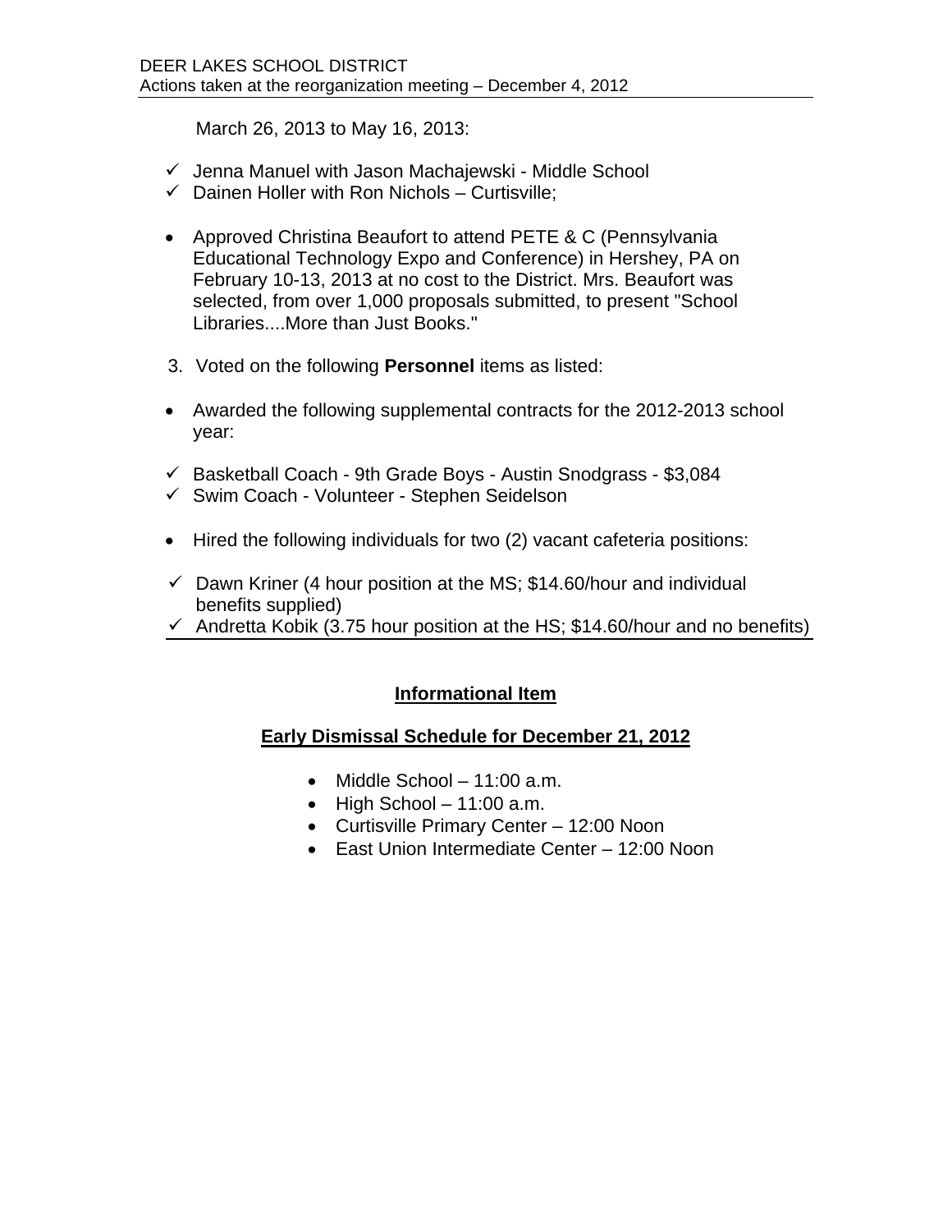March 26, 2013 to May 16, 2013:

- ✓ Jenna Manuel with Jason Machajewski - Middle School
- ✓ Dainen Holler with Ron Nichols – Curtisville;

- Approved Christina Beaufort to attend PETE & C (Pennsylvania Educational Technology Expo and Conference) in Hershey, PA on February 10-13, 2013 at no cost to the District. Mrs. Beaufort was selected, from over 1,000 proposals submitted, to present "School Libraries....More than Just Books."

3. Voted on the following **Personnel** items as listed:

- Awarded the following supplemental contracts for the 2012-2013 school year:

- ✓ Basketball Coach - 9th Grade Boys - Austin Snodgrass - $3,084
- ✓ Swim Coach - Volunteer - Stephen Seidelson

- Hired the following individuals for two (2) vacant cafeteria positions:

- ✓ Dawn Kriner (4 hour position at the MS; $14.60/hour and individual benefits supplied)
- ✓ Andretta Kobik (3.75 hour position at the HS; $14.60/hour and no benefits)

## Informational Item

### Early Dismissal Schedule for December 21, 2012

- Middle School – 11:00 a.m.
- High School – 11:00 a.m.
- Curtisville Primary Center – 12:00 Noon
- East Union Intermediate Center – 12:00 Noon